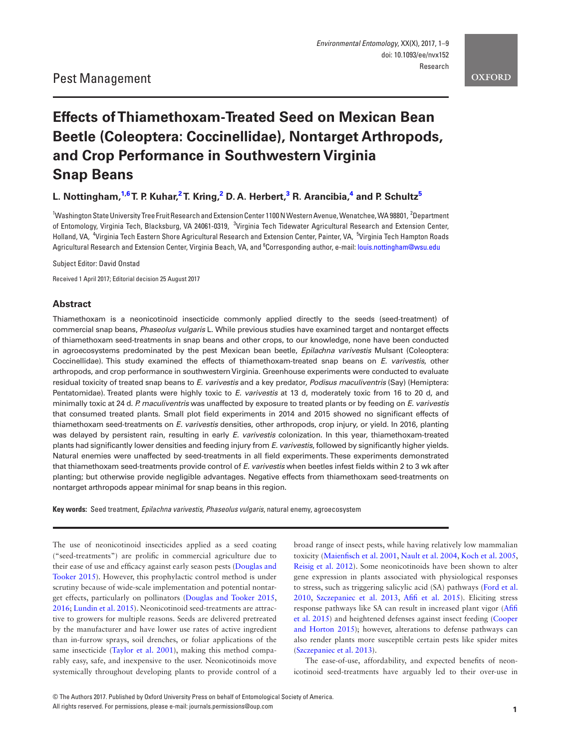Pest Management

# Effects of Thiamethoxam-Treated Seed on Mexican Bean Beetle (Coleoptera: Coccinellidae), Nontarget Arthropods, and Crop Performance in Southwestern Virginia Snap Beans

**L. Nottingham,[1,6] T. P. Kuhar,[2] T. Kring,[2] D. A. Herbert,[3] R. Arancibia,[4] and P. Schultz[5]**

[1]Washington State University Tree Fruit Research and Extension Center 1100 N Western Avenue, Wenatchee, WA 98801, [2]Department of Entomology, Virginia Tech, Blacksburg, VA 24061-0319, [3]Virginia Tech Tidewater Agricultural Research and Extension Center, Holland, VA, [4]Virginia Tech Eastern Shore Agricultural Research and Extension Center, Painter, VA, [5]Virginia Tech Hampton Roads Agricultural Research and Extension Center, Virginia Beach, VA, and [6]Corresponding author, e-mail: louis.nottingham@wsu.edu

Subject Editor: David Onstad

Received 1 April 2017; Editorial decision 25 August 2017

## Abstract

Thiamethoxam is a neonicotinoid insecticide commonly applied directly to the seeds (seed-treatment) of commercial snap beans, *Phaseolus vulgaris* L. While previous studies have examined target and nontarget effects of thiamethoxam seed-treatments in snap beans and other crops, to our knowledge, none have been conducted in agroecosystems predominated by the pest Mexican bean beetle, *Epilachna varivestis* Mulsant (Coleoptera: Coccinellidae). This study examined the effects of thiamethoxam-treated snap beans on *E. varivestis*, other arthropods, and crop performance in southwestern Virginia. Greenhouse experiments were conducted to evaluate residual toxicity of treated snap beans to *E. varivestis* and a key predator, *Podisus maculiventris* (Say) (Hemiptera: Pentatomidae). Treated plants were highly toxic to *E. varivestis* at 13 d, moderately toxic from 16 to 20 d, and minimally toxic at 24 d. *P. maculiventris* was unaffected by exposure to treated plants or by feeding on *E. varivestis* that consumed treated plants. Small plot field experiments in 2014 and 2015 showed no significant effects of thiamethoxam seed-treatments on *E. varivestis* densities, other arthropods, crop injury, or yield. In 2016, planting was delayed by persistent rain, resulting in early *E. varivestis* colonization. In this year, thiamethoxam-treated plants had significantly lower densities and feeding injury from *E. varivestis*, followed by significantly higher yields. Natural enemies were unaffected by seed-treatments in all field experiments. These experiments demonstrated that thiamethoxam seed-treatments provide control of *E. varivestis* when beetles infest fields within 2 to 3 wk after planting; but otherwise provide negligible advantages. Negative effects from thiamethoxam seed-treatments on nontarget arthropods appear minimal for snap beans in this region.

**Key words:** Seed treatment, *Epilachna varivestis*, *Phaseolus vulgaris*, natural enemy, agroecosystem

The use of neonicotinoid insecticides applied as a seed coating ("seed-treatments") are prolific in commercial agriculture due to their ease of use and efficacy against early season pests (Douglas and Tooker 2015). However, this prophylactic control method is under scrutiny because of wide-scale implementation and potential nontarget effects, particularly on pollinators (Douglas and Tooker 2015, 2016; Lundin et al. 2015). Neonicotinoid seed-treatments are attractive to growers for multiple reasons. Seeds are delivered pretreated by the manufacturer and have lower use rates of active ingredient than in-furrow sprays, soil drenches, or foliar applications of the same insecticide (Taylor et al. 2001), making this method comparably easy, safe, and inexpensive to the user. Neonicotinoids move systemically throughout developing plants to provide control of a broad range of insect pests, while having relatively low mammalian toxicity (Maienfisch et al. 2001, Nault et al. 2004, Koch et al. 2005, Reisig et al. 2012). Some neonicotinoids have been shown to alter gene expression in plants associated with physiological responses to stress, such as triggering salicylic acid (SA) pathways (Ford et al. 2010, Szczepaniec et al. 2013, Afifi et al. 2015). Eliciting stress response pathways like SA can result in increased plant vigor (Afifi et al. 2015) and heightened defenses against insect feeding (Cooper and Horton 2015); however, alterations to defense pathways can also render plants more susceptible certain pests like spider mites (Szczepaniec et al. 2013).

The ease-of-use, affordability, and expected benefits of neonicotinoid seed-treatments have arguably led to their over-use in

© The Authors 2017. Published by Oxford University Press on behalf of Entomological Society of America.
All rights reserved. For permissions, please e-mail: journals.permissions@oup.com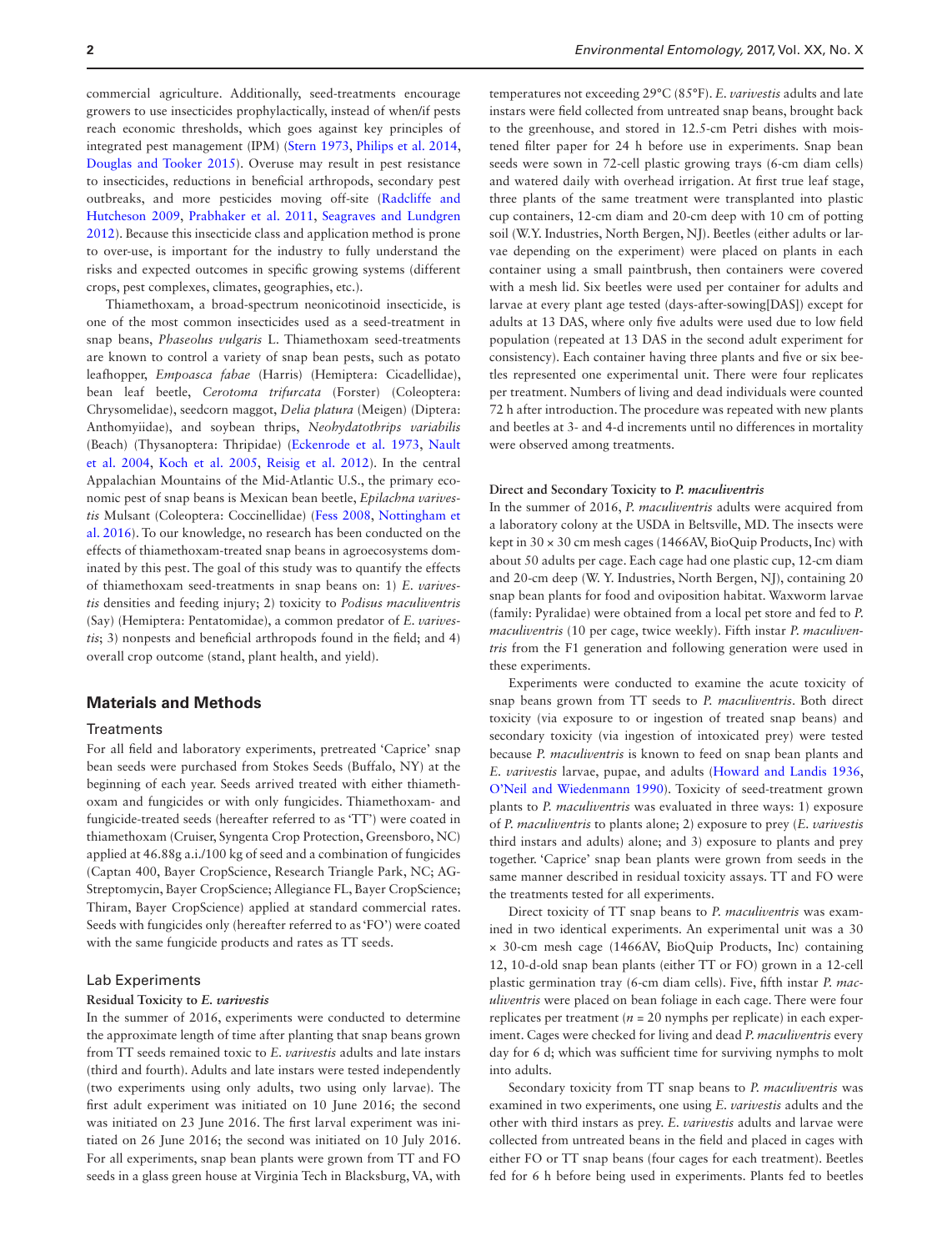commercial agriculture. Additionally, seed-treatments encourage growers to use insecticides prophylactically, instead of when/if pests reach economic thresholds, which goes against key principles of integrated pest management (IPM) (Stern 1973, Philips et al. 2014, Douglas and Tooker 2015). Overuse may result in pest resistance to insecticides, reductions in beneficial arthropods, secondary pest outbreaks, and more pesticides moving off-site (Radcliffe and Hutcheson 2009, Prabhaker et al. 2011, Seagraves and Lundgren 2012). Because this insecticide class and application method is prone to over-use, is important for the industry to fully understand the risks and expected outcomes in specific growing systems (different crops, pest complexes, climates, geographies, etc.).

Thiamethoxam, a broad-spectrum neonicotinoid insecticide, is one of the most common insecticides used as a seed-treatment in snap beans, *Phaseolus vulgaris* L. Thiamethoxam seed-treatments are known to control a variety of snap bean pests, such as potato leafhopper, *Empoasca fabae* (Harris) (Hemiptera: Cicadellidae), bean leaf beetle, *Cerotoma trifurcata* (Forster) (Coleoptera: Chrysomelidae), seedcorn maggot, *Delia platura* (Meigen) (Diptera: Anthomyiidae), and soybean thrips, *Neohydatothrips variabilis* (Beach) (Thysanoptera: Thripidae) (Eckenrode et al. 1973, Nault et al. 2004, Koch et al. 2005, Reisig et al. 2012). In the central Appalachian Mountains of the Mid-Atlantic U.S., the primary economic pest of snap beans is Mexican bean beetle, *Epilachna varivestis* Mulsant (Coleoptera: Coccinellidae) (Fess 2008, Nottingham et al. 2016). To our knowledge, no research has been conducted on the effects of thiamethoxam-treated snap beans in agroecosystems dominated by this pest. The goal of this study was to quantify the effects of thiamethoxam seed-treatments in snap beans on: 1) *E. varivestis* densities and feeding injury; 2) toxicity to *Podisus maculiventris* (Say) (Hemiptera: Pentatomidae), a common predator of *E. varivestis*; 3) nonpests and beneficial arthropods found in the field; and 4) overall crop outcome (stand, plant health, and yield).

## Materials and Methods

### Treatments

For all field and laboratory experiments, pretreated 'Caprice' snap bean seeds were purchased from Stokes Seeds (Buffalo, NY) at the beginning of each year. Seeds arrived treated with either thiamethoxam and fungicides or with only fungicides. Thiamethoxam- and fungicide-treated seeds (hereafter referred to as 'TT') were coated in thiamethoxam (Cruiser, Syngenta Crop Protection, Greensboro, NC) applied at 46.88g a.i./100 kg of seed and a combination of fungicides (Captan 400, Bayer CropScience, Research Triangle Park, NC; AG-Streptomycin, Bayer CropScience; Allegiance FL, Bayer CropScience; Thiram, Bayer CropScience) applied at standard commercial rates. Seeds with fungicides only (hereafter referred to as 'FO') were coated with the same fungicide products and rates as TT seeds.

### Lab Experiments

#### Residual Toxicity to *E. varivestis*

In the summer of 2016, experiments were conducted to determine the approximate length of time after planting that snap beans grown from TT seeds remained toxic to *E. varivestis* adults and late instars (third and fourth). Adults and late instars were tested independently (two experiments using only adults, two using only larvae). The first adult experiment was initiated on 10 June 2016; the second was initiated on 23 June 2016. The first larval experiment was initiated on 26 June 2016; the second was initiated on 10 July 2016. For all experiments, snap bean plants were grown from TT and FO seeds in a glass green house at Virginia Tech in Blacksburg, VA, with temperatures not exceeding 29°C (85°F). *E. varivestis* adults and late instars were field collected from untreated snap beans, brought back to the greenhouse, and stored in 12.5-cm Petri dishes with moistened filter paper for 24 h before use in experiments. Snap bean seeds were sown in 72-cell plastic growing trays (6-cm diam cells) and watered daily with overhead irrigation. At first true leaf stage, three plants of the same treatment were transplanted into plastic cup containers, 12-cm diam and 20-cm deep with 10 cm of potting soil (W.Y. Industries, North Bergen, NJ). Beetles (either adults or larvae depending on the experiment) were placed on plants in each container using a small paintbrush, then containers were covered with a mesh lid. Six beetles were used per container for adults and larvae at every plant age tested (days-after-sowing[DAS]) except for adults at 13 DAS, where only five adults were used due to low field population (repeated at 13 DAS in the second adult experiment for consistency). Each container having three plants and five or six beetles represented one experimental unit. There were four replicates per treatment. Numbers of living and dead individuals were counted 72 h after introduction. The procedure was repeated with new plants and beetles at 3- and 4-d increments until no differences in mortality were observed among treatments.

#### Direct and Secondary Toxicity to *P. maculiventris*

In the summer of 2016, *P. maculiventris* adults were acquired from a laboratory colony at the USDA in Beltsville, MD. The insects were kept in 30 × 30 cm mesh cages (1466AV, BioQuip Products, Inc) with about 50 adults per cage. Each cage had one plastic cup, 12-cm diam and 20-cm deep (W. Y. Industries, North Bergen, NJ), containing 20 snap bean plants for food and oviposition habitat. Waxworm larvae (family: Pyralidae) were obtained from a local pet store and fed to *P. maculiventris* (10 per cage, twice weekly). Fifth instar *P. maculiventris* from the F1 generation and following generation were used in these experiments.

Experiments were conducted to examine the acute toxicity of snap beans grown from TT seeds to *P. maculiventris*. Both direct toxicity (via exposure to or ingestion of treated snap beans) and secondary toxicity (via ingestion of intoxicated prey) were tested because *P. maculiventris* is known to feed on snap bean plants and *E. varivestis* larvae, pupae, and adults (Howard and Landis 1936, O'Neil and Wiedenmann 1990). Toxicity of seed-treatment grown plants to *P. maculiventris* was evaluated in three ways: 1) exposure of *P. maculiventris* to plants alone; 2) exposure to prey (*E. varivestis* third instars and adults) alone; and 3) exposure to plants and prey together. 'Caprice' snap bean plants were grown from seeds in the same manner described in residual toxicity assays. TT and FO were the treatments tested for all experiments.

Direct toxicity of TT snap beans to *P. maculiventris* was examined in two identical experiments. An experimental unit was a 30 × 30-cm mesh cage (1466AV, BioQuip Products, Inc) containing 12, 10-d-old snap bean plants (either TT or FO) grown in a 12-cell plastic germination tray (6-cm diam cells). Five, fifth instar *P. maculiventris* were placed on bean foliage in each cage. There were four replicates per treatment ($n$ = 20 nymphs per replicate) in each experiment. Cages were checked for living and dead *P. maculiventris* every day for 6 d; which was sufficient time for surviving nymphs to molt into adults.

Secondary toxicity from TT snap beans to *P. maculiventris* was examined in two experiments, one using *E. varivestis* adults and the other with third instars as prey. *E. varivestis* adults and larvae were collected from untreated beans in the field and placed in cages with either FO or TT snap beans (four cages for each treatment). Beetles fed for 6 h before being used in experiments. Plants fed to beetles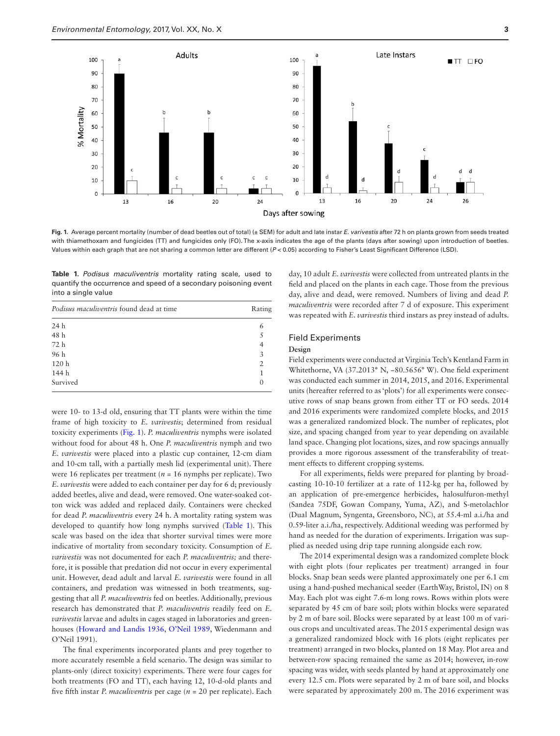**Fig. 1.** Average percent mortality (number of dead beetles out of total) (± SEM) for adult and late instar *E. varivestis* after 72 h on plants grown from seeds treated with thiamethoxam and fungicides (TT) and fungicides only (FO). The x-axis indicates the age of the plants (days after sowing) upon introduction of beetles. Values within each graph that are not sharing a common letter are different ($P < 0.05$) according to Fisher's Least Significant Difference (LSD).

**Table 1.** *Podisus maculiventris* mortality rating scale, used to quantify the occurrence and speed of a secondary poisoning event into a single value

| *Podisus maculiventris* found dead at time | Rating |
|---|---|
| 24 h | 6 |
| 48 h | 5 |
| 72 h | 4 |
| 96 h | 3 |
| 120 h | 2 |
| 144 h | 1 |
| Survived | 0 |

were 10- to 13-d old, ensuring that TT plants were within the time frame of high toxicity to *E. varivestis*; determined from residual toxicity experiments (Fig. 1). *P. maculiventris* nymphs were isolated without food for about 48 h. One *P. maculiventris* nymph and two *E. varivestis* were placed into a plastic cup container, 12-cm diam and 10-cm tall, with a partially mesh lid (experimental unit). There were 16 replicates per treatment ($n$ = 16 nymphs per replicate). Two *E. varivestis* were added to each container per day for 6 d; previously added beetles, alive and dead, were removed. One water-soaked cotton wick was added and replaced daily. Containers were checked for dead *P. maculiventris* every 24 h. A mortality rating system was developed to quantify how long nymphs survived (Table 1). This scale was based on the idea that shorter survival times were more indicative of mortality from secondary toxicity. Consumption of *E. varivestis* was not documented for each *P. maculiventris;* and therefore, it is possible that predation did not occur in every experimental unit. However, dead adult and larval *E. varivestis* were found in all containers, and predation was witnessed in both treatments, suggesting that all *P. maculiventris* fed on beetles. Additionally, previous research has demonstrated that *P. maculiventris* readily feed on *E. varivestis* larvae and adults in cages staged in laboratories and greenhouses (Howard and Landis 1936, O'Neil 1989, Wiedenmann and O'Neil 1991).

The final experiments incorporated plants and prey together to more accurately resemble a field scenario. The design was similar to plants-only (direct toxicity) experiments. There were four cages for both treatments (FO and TT), each having 12, 10-d-old plants and five fifth instar *P. maculiventris* per cage ($n$ = 20 per replicate). Each day, 10 adult *E. varivestis* were collected from untreated plants in the field and placed on the plants in each cage. Those from the previous day, alive and dead, were removed. Numbers of living and dead *P. maculiventris* were recorded after 7 d of exposure. This experiment was repeated with *E. varivestis* third instars as prey instead of adults.

## Field Experiments

### Design

Field experiments were conducted at Virginia Tech's Kentland Farm in Whitethorne, VA (37.2013° N, −80.5656° W). One field experiment was conducted each summer in 2014, 2015, and 2016. Experimental units (hereafter referred to as 'plots') for all experiments were consecutive rows of snap beans grown from either TT or FO seeds. 2014 and 2016 experiments were randomized complete blocks, and 2015 was a generalized randomized block. The number of replicates, plot size, and spacing changed from year to year depending on available land space. Changing plot locations, sizes, and row spacings annually provides a more rigorous assessment of the transferability of treatment effects to different cropping systems.

For all experiments, fields were prepared for planting by broadcasting 10-10-10 fertilizer at a rate of 112-kg per ha, followed by an application of pre-emergence herbicides, halosulfuron-methyl (Sandea 75DF, Gowan Company, Yuma, AZ), and S-metolachlor (Dual Magnum, Syngenta, Greensboro, NC), at 55.4-ml a.i./ha and 0.59-liter a.i./ha, respectively. Additional weeding was performed by hand as needed for the duration of experiments. Irrigation was supplied as needed using drip tape running alongside each row.

The 2014 experimental design was a randomized complete block with eight plots (four replicates per treatment) arranged in four blocks. Snap bean seeds were planted approximately one per 6.1 cm using a hand-pushed mechanical seeder (EarthWay, Bristol, IN) on 8 May. Each plot was eight 7.6-m long rows. Rows within plots were separated by 45 cm of bare soil; plots within blocks were separated by 2 m of bare soil. Blocks were separated by at least 100 m of various crops and uncultivated areas. The 2015 experimental design was a generalized randomized block with 16 plots (eight replicates per treatment) arranged in two blocks, planted on 18 May. Plot area and between-row spacing remained the same as 2014; however, in-row spacing was wider, with seeds planted by hand at approximately one every 12.5 cm. Plots were separated by 2 m of bare soil, and blocks were separated by approximately 200 m. The 2016 experiment was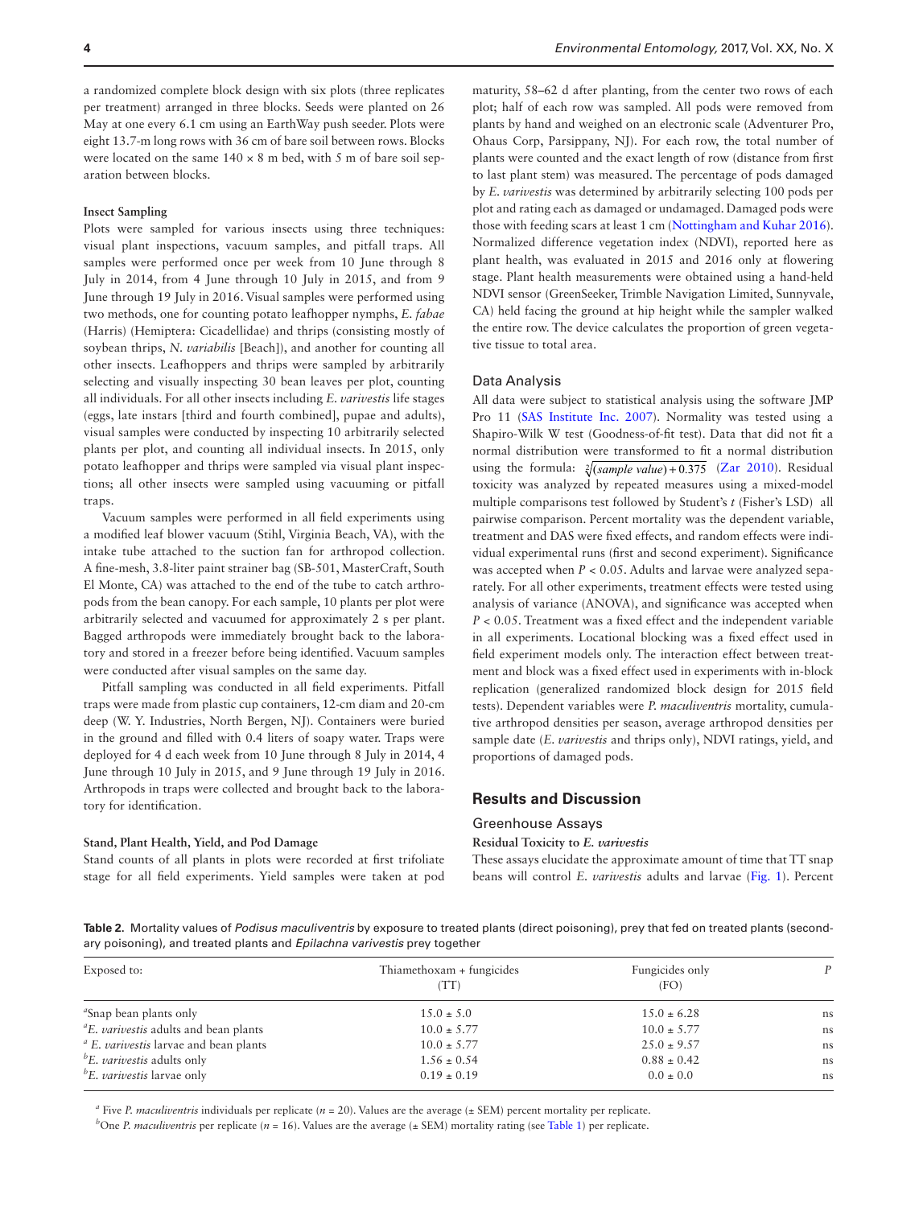a randomized complete block design with six plots (three replicates per treatment) arranged in three blocks. Seeds were planted on 26 May at one every 6.1 cm using an EarthWay push seeder. Plots were eight 13.7-m long rows with 36 cm of bare soil between rows. Blocks were located on the same 140 × 8 m bed, with 5 m of bare soil separation between blocks.

#### Insect Sampling

Plots were sampled for various insects using three techniques: visual plant inspections, vacuum samples, and pitfall traps. All samples were performed once per week from 10 June through 8 July in 2014, from 4 June through 10 July in 2015, and from 9 June through 19 July in 2016. Visual samples were performed using two methods, one for counting potato leafhopper nymphs, *E. fabae* (Harris) (Hemiptera: Cicadellidae) and thrips (consisting mostly of soybean thrips, *N. variabilis* [Beach]), and another for counting all other insects. Leafhoppers and thrips were sampled by arbitrarily selecting and visually inspecting 30 bean leaves per plot, counting all individuals. For all other insects including *E. varivestis* life stages (eggs, late instars [third and fourth combined], pupae and adults), visual samples were conducted by inspecting 10 arbitrarily selected plants per plot, and counting all individual insects. In 2015, only potato leafhopper and thrips were sampled via visual plant inspections; all other insects were sampled using vacuuming or pitfall traps.

Vacuum samples were performed in all field experiments using a modified leaf blower vacuum (Stihl, Virginia Beach, VA), with the intake tube attached to the suction fan for arthropod collection. A fine-mesh, 3.8-liter paint strainer bag (SB-501, MasterCraft, South El Monte, CA) was attached to the end of the tube to catch arthropods from the bean canopy. For each sample, 10 plants per plot were arbitrarily selected and vacuumed for approximately 2 s per plant. Bagged arthropods were immediately brought back to the laboratory and stored in a freezer before being identified. Vacuum samples were conducted after visual samples on the same day.

Pitfall sampling was conducted in all field experiments. Pitfall traps were made from plastic cup containers, 12-cm diam and 20-cm deep (W. Y. Industries, North Bergen, NJ). Containers were buried in the ground and filled with 0.4 liters of soapy water. Traps were deployed for 4 d each week from 10 June through 8 July in 2014, 4 June through 10 July in 2015, and 9 June through 19 July in 2016. Arthropods in traps were collected and brought back to the laboratory for identification.

#### Stand, Plant Health, Yield, and Pod Damage

Stand counts of all plants in plots were recorded at first trifoliate stage for all field experiments. Yield samples were taken at pod maturity, 58–62 d after planting, from the center two rows of each plot; half of each row was sampled. All pods were removed from plants by hand and weighed on an electronic scale (Adventurer Pro, Ohaus Corp, Parsippany, NJ). For each row, the total number of plants were counted and the exact length of row (distance from first to last plant stem) was measured. The percentage of pods damaged by *E. varivestis* was determined by arbitrarily selecting 100 pods per plot and rating each as damaged or undamaged. Damaged pods were those with feeding scars at least 1 cm (Nottingham and Kuhar 2016). Normalized difference vegetation index (NDVI), reported here as plant health, was evaluated in 2015 and 2016 only at flowering stage. Plant health measurements were obtained using a hand-held NDVI sensor (GreenSeeker, Trimble Navigation Limited, Sunnyvale, CA) held facing the ground at hip height while the sampler walked the entire row. The device calculates the proportion of green vegetative tissue to total area.

### Data Analysis

All data were subject to statistical analysis using the software JMP Pro 11 (SAS Institute Inc. 2007). Normality was tested using a Shapiro-Wilk W test (Goodness-of-fit test). Data that did not fit a normal distribution were transformed to fit a normal distribution using the formula: $\sqrt[2]{(sample\ value) + 0.375}$ (Zar 2010). Residual toxicity was analyzed by repeated measures using a mixed-model multiple comparisons test followed by Student's *t* (Fisher's LSD) all pairwise comparison. Percent mortality was the dependent variable, treatment and DAS were fixed effects, and random effects were individual experimental runs (first and second experiment). Significance was accepted when $P < 0.05$. Adults and larvae were analyzed separately. For all other experiments, treatment effects were tested using analysis of variance (ANOVA), and significance was accepted when $P < 0.05$. Treatment was a fixed effect and the independent variable in all experiments. Locational blocking was a fixed effect used in field experiment models only. The interaction effect between treatment and block was a fixed effect used in experiments with in-block replication (generalized randomized block design for 2015 field tests). Dependent variables were *P. maculiventris* mortality, cumulative arthropod densities per season, average arthropod densities per sample date (*E. varivestis* and thrips only), NDVI ratings, yield, and proportions of damaged pods.

## Results and Discussion

### Greenhouse Assays

#### Residual Toxicity to *E. varivestis*

These assays elucidate the approximate amount of time that TT snap beans will control *E. varivestis* adults and larvae (Fig. 1). Percent

**Table 2.** Mortality values of *Podisus maculiventris* by exposure to treated plants (direct poisoning), prey that fed on treated plants (secondary poisoning), and treated plants and *Epilachna varivestis* prey together

| Exposed to: | Thiamethoxam + fungicides (TT) | Fungicides only (FO) | *P* |
|---|---|---|---|
| [a]Snap bean plants only | 15.0 ± 5.0 | 15.0 ± 6.28 | ns |
| [a]*E. varivestis* adults and bean plants | 10.0 ± 5.77 | 10.0 ± 5.77 | ns |
| [a] *E. varivestis* larvae and bean plants | 10.0 ± 5.77 | 25.0 ± 9.57 | ns |
| [b]*E. varivestis* adults only | 1.56 ± 0.54 | 0.88 ± 0.42 | ns |
| [b]*E. varivestis* larvae only | 0.19 ± 0.19 | 0.0 ± 0.0 | ns |

[a] Five *P. maculiventris* individuals per replicate ($n = 20$). Values are the average (± SEM) percent mortality per replicate.

[b]One *P. maculiventris* per replicate ($n = 16$). Values are the average (± SEM) mortality rating (see Table 1) per replicate.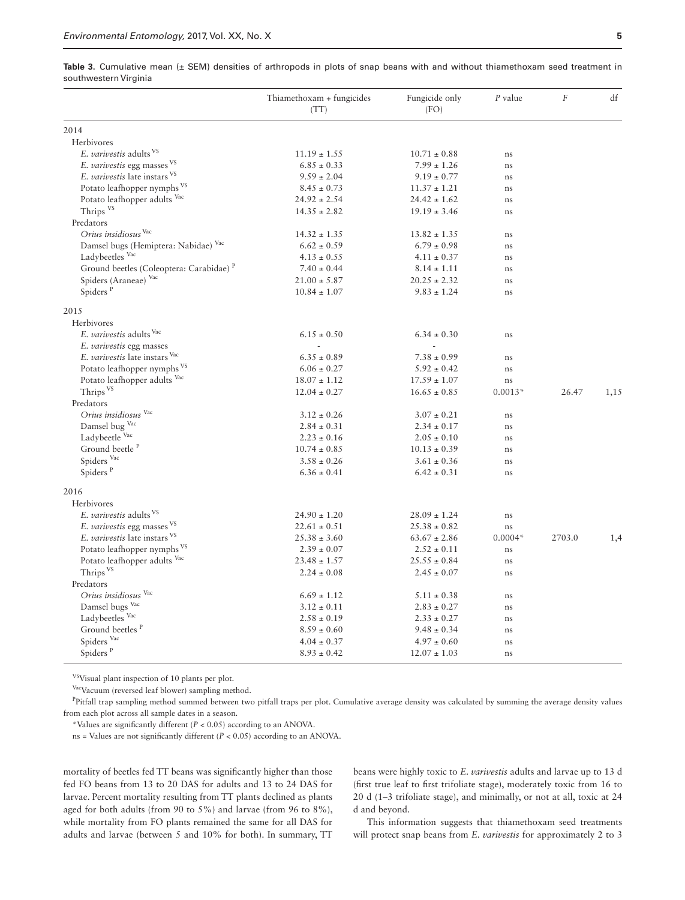**Table 3.** Cumulative mean (± SEM) densities of arthropods in plots of snap beans with and without thiamethoxam seed treatment in southwestern Virginia

| | Thiamethoxam + fungicides (TT) | Fungicide only (FO) | *P* value | *F* | df |
|---|---|---|---|---|---|
| 2014 | | | | | |
| Herbivores | | | | | |
| *E. varivestis* adults [VS] | 11.19 ± 1.55 | 10.71 ± 0.88 | ns | | |
| *E. varivestis* egg masses [VS] | 6.85 ± 0.33 | 7.99 ± 1.26 | ns | | |
| *E. varivestis* late instars [VS] | 9.59 ± 2.04 | 9.19 ± 0.77 | ns | | |
| Potato leafhopper nymphs [VS] | 8.45 ± 0.73 | 11.37 ± 1.21 | ns | | |
| Potato leafhopper adults [Vac] | 24.92 ± 2.54 | 24.42 ± 1.62 | ns | | |
| Thrips [VS] | 14.35 ± 2.82 | 19.19 ± 3.46 | ns | | |
| Predators | | | | | |
| *Orius insidiosus* [Vac] | 14.32 ± 1.35 | 13.82 ± 1.35 | ns | | |
| Damsel bugs (Hemiptera: Nabidae) [Vac] | 6.62 ± 0.59 | 6.79 ± 0.98 | ns | | |
| Ladybeetles [Vac] | 4.13 ± 0.55 | 4.11 ± 0.37 | ns | | |
| Ground beetles (Coleoptera: Carabidae) [P] | 7.40 ± 0.44 | 8.14 ± 1.11 | ns | | |
| Spiders (Araneae) [Vac] | 21.00 ± 5.87 | 20.25 ± 2.32 | ns | | |
| Spiders [P] | 10.84 ± 1.07 | 9.83 ± 1.24 | ns | | |
| 2015 | | | | | |
| Herbivores | | | | | |
| *E. varivestis* adults [Vac] | 6.15 ± 0.50 | 6.34 ± 0.30 | ns | | |
| *E. varivestis* egg masses | - | - | | | |
| *E. varivestis* late instars [Vac] | 6.35 ± 0.89 | 7.38 ± 0.99 | ns | | |
| Potato leafhopper nymphs [VS] | 6.06 ± 0.27 | 5.92 ± 0.42 | ns | | |
| Potato leafhopper adults [Vac] | 18.07 ± 1.12 | 17.59 ± 1.07 | ns | | |
| Thrips [VS] | 12.04 ± 0.27 | 16.65 ± 0.85 | 0.0013* | 26.47 | 1,15 |
| Predators | | | | | |
| *Orius insidiosus* [Vac] | 3.12 ± 0.26 | 3.07 ± 0.21 | ns | | |
| Damsel bug [Vac] | 2.84 ± 0.31 | 2.34 ± 0.17 | ns | | |
| Ladybeetle [Vac] | 2.23 ± 0.16 | 2.05 ± 0.10 | ns | | |
| Ground beetle [P] | 10.74 ± 0.85 | 10.13 ± 0.39 | ns | | |
| Spiders [Vac] | 3.58 ± 0.26 | 3.61 ± 0.36 | ns | | |
| Spiders [P] | 6.36 ± 0.41 | 6.42 ± 0.31 | ns | | |
| 2016 | | | | | |
| Herbivores | | | | | |
| *E. varivestis* adults [VS] | 24.90 ± 1.20 | 28.09 ± 1.24 | ns | | |
| *E. varivestis* egg masses [VS] | 22.61 ± 0.51 | 25.38 ± 0.82 | ns | | |
| *E. varivestis* late instars [VS] | 25.38 ± 3.60 | 63.67 ± 2.86 | 0.0004* | 2703.0 | 1,4 |
| Potato leafhopper nymphs [VS] | 2.39 ± 0.07 | 2.52 ± 0.11 | ns | | |
| Potato leafhopper adults [Vac] | 23.48 ± 1.57 | 25.55 ± 0.84 | ns | | |
| Thrips [VS] | 2.24 ± 0.08 | 2.45 ± 0.07 | ns | | |
| Predators | | | | | |
| *Orius insidiosus* [Vac] | 6.69 ± 1.12 | 5.11 ± 0.38 | ns | | |
| Damsel bugs [Vac] | 3.12 ± 0.11 | 2.83 ± 0.27 | ns | | |
| Ladybeetles [Vac] | 2.58 ± 0.19 | 2.33 ± 0.27 | ns | | |
| Ground beetles [P] | 8.59 ± 0.60 | 9.48 ± 0.34 | ns | | |
| Spiders [Vac] | 4.04 ± 0.37 | 4.97 ± 0.60 | ns | | |
| Spiders [P] | 8.93 ± 0.42 | 12.07 ± 1.03 | ns | | |

[VS] Visual plant inspection of 10 plants per plot.

[Vac] Vacuum (reversed leaf blower) sampling method.

[P] Pitfall trap sampling method summed between two pitfall traps per plot. Cumulative average density was calculated by summing the average density values from each plot across all sample dates in a season.

*Values are significantly different ($P < 0.05$) according to an ANOVA.

ns = Values are not significantly different ($P < 0.05$) according to an ANOVA.

mortality of beetles fed TT beans was significantly higher than those fed FO beans from 13 to 20 DAS for adults and 13 to 24 DAS for larvae. Percent mortality resulting from TT plants declined as plants aged for both adults (from 90 to 5%) and larvae (from 96 to 8%), while mortality from FO plants remained the same for all DAS for adults and larvae (between 5 and 10% for both). In summary, TT beans were highly toxic to *E. varivestis* adults and larvae up to 13 d (first true leaf to first trifoliate stage), moderately toxic from 16 to 20 d (1–3 trifoliate stage), and minimally, or not at all, toxic at 24 d and beyond.

This information suggests that thiamethoxam seed treatments will protect snap beans from *E. varivestis* for approximately 2 to 3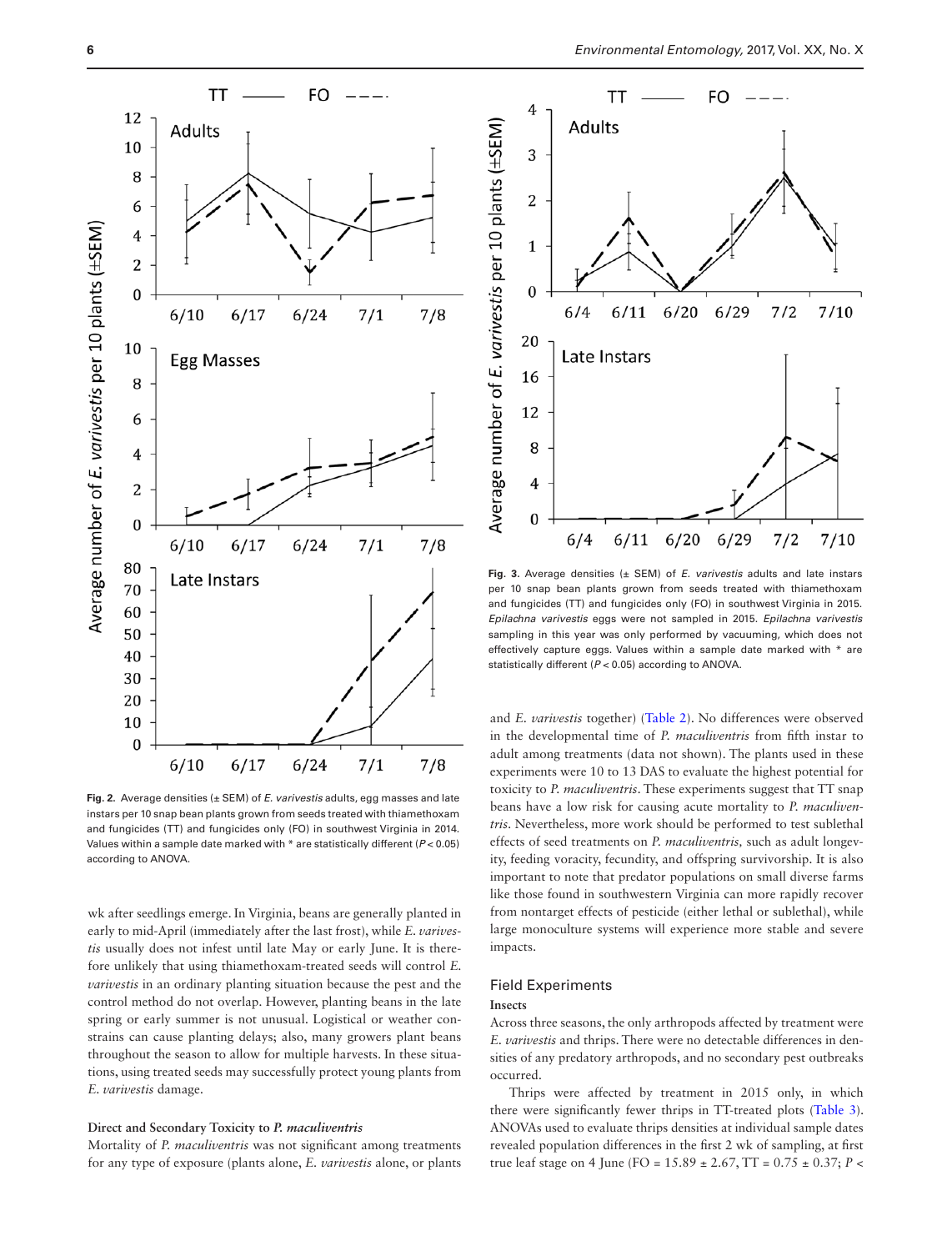Fig. 2. Average densities (± SEM) of *E. varivestis* adults, egg masses and late instars per 10 snap bean plants grown from seeds treated with thiamethoxam and fungicides (TT) and fungicides only (FO) in southwest Virginia in 2014. Values within a sample date marked with * are statistically different ($P < 0.05$) according to ANOVA.

Fig. 3. Average densities (± SEM) of *E. varivestis* adults and late instars per 10 snap bean plants grown from seeds treated with thiamethoxam and fungicides (TT) and fungicides only (FO) in southwest Virginia in 2015. *Epilachna varivestis* eggs were not sampled in 2015. *Epilachna varivestis* sampling in this year was only performed by vacuuming, which does not effectively capture eggs. Values within a sample date marked with * are statistically different ($P < 0.05$) according to ANOVA.

wk after seedlings emerge. In Virginia, beans are generally planted in early to mid-April (immediately after the last frost), while *E. varivestis* usually does not infest until late May or early June. It is therefore unlikely that using thiamethoxam-treated seeds will control *E. varivestis* in an ordinary planting situation because the pest and the control method do not overlap. However, planting beans in the late spring or early summer is not unusual. Logistical or weather constraints can cause planting delays; also, many growers plant beans throughout the season to allow for multiple harvests. In these situations, using treated seeds may successfully protect young plants from *E. varivestis* damage.

### Direct and Secondary Toxicity to *P. maculiventris*

Mortality of *P. maculiventris* was not significant among treatments for any type of exposure (plants alone, *E. varivestis* alone, or plants and *E. varivestis* together) (Table 2). No differences were observed in the developmental time of *P. maculiventris* from fifth instar to adult among treatments (data not shown). The plants used in these experiments were 10 to 13 DAS to evaluate the highest potential for toxicity to *P. maculiventris*. These experiments suggest that TT snap beans have a low risk for causing acute mortality to *P. maculiventris*. Nevertheless, more work should be performed to test sublethal effects of seed treatments on *P. maculiventris,* such as adult longevity, feeding voracity, fecundity, and offspring survivorship. It is also important to note that predator populations on small diverse farms like those found in southwestern Virginia can more rapidly recover from nontarget effects of pesticide (either lethal or sublethal), while large monoculture systems will experience more stable and severe impacts.

## Field Experiments

### Insects

Across three seasons, the only arthropods affected by treatment were *E. varivestis* and thrips. There were no detectable differences in densities of any predatory arthropods, and no secondary pest outbreaks occurred.

Thrips were affected by treatment in 2015 only, in which there were significantly fewer thrips in TT-treated plots (Table 3). ANOVAs used to evaluate thrips densities at individual sample dates revealed population differences in the first 2 wk of sampling, at first true leaf stage on 4 June (FO = 15.89 ± 2.67, TT = 0.75 ± 0.37; $P <$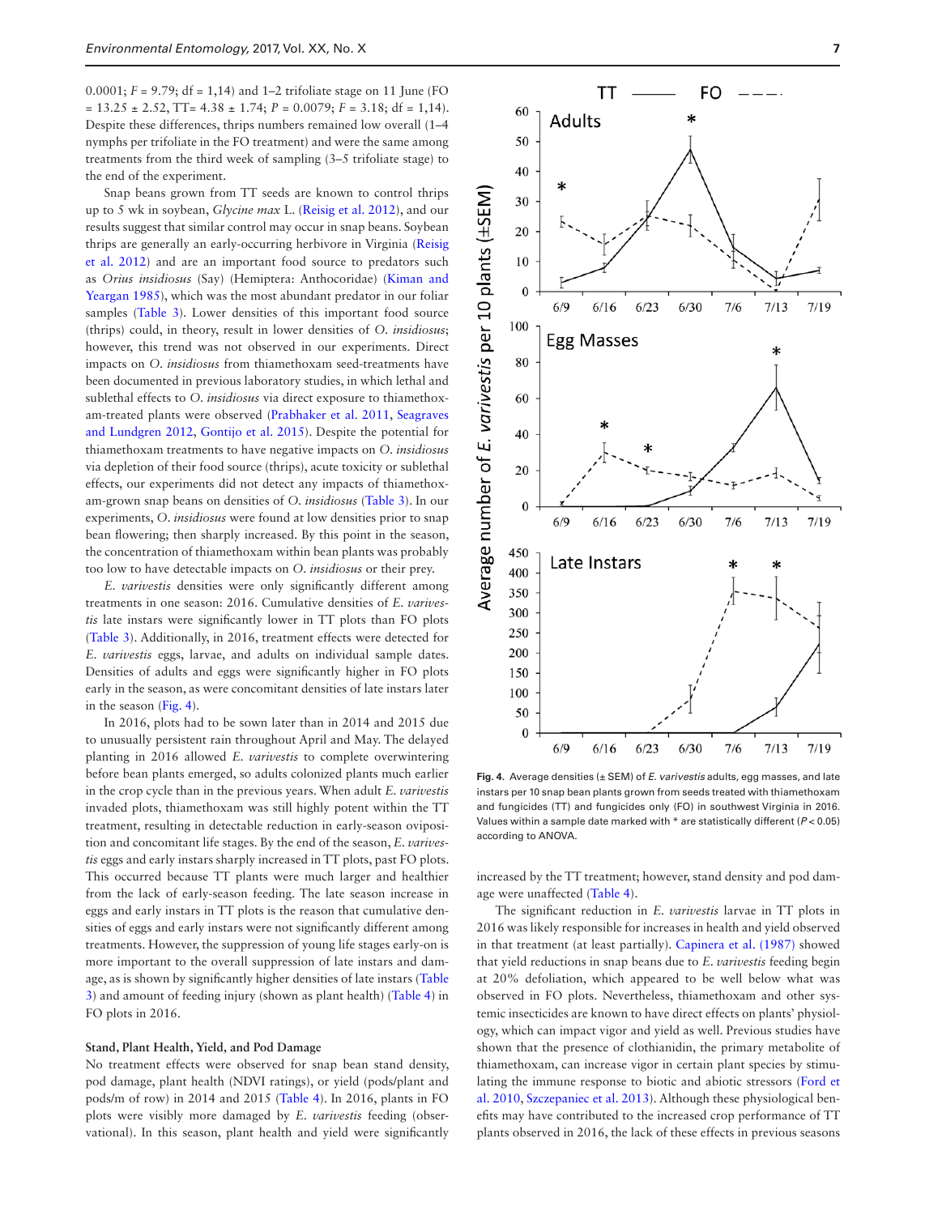0.0001; $F$ = 9.79; df = 1,14) and 1–2 trifoliate stage on 11 June (FO = 13.25 ± 2.52, TT= 4.38 ± 1.74; $P$ = 0.0079; $F$ = 3.18; df = 1,14). Despite these differences, thrips numbers remained low overall (1–4 nymphs per trifoliate in the FO treatment) and were the same among treatments from the third week of sampling (3–5 trifoliate stage) to the end of the experiment.

Snap beans grown from TT seeds are known to control thrips up to 5 wk in soybean, *Glycine max* L. (Reisig et al. 2012), and our results suggest that similar control may occur in snap beans. Soybean thrips are generally an early-occurring herbivore in Virginia (Reisig et al. 2012) and are an important food source to predators such as *Orius insidiosus* (Say) (Hemiptera: Anthocoridae) (Kiman and Yeargan 1985), which was the most abundant predator in our foliar samples (Table 3). Lower densities of this important food source (thrips) could, in theory, result in lower densities of *O. insidiosus*; however, this trend was not observed in our experiments. Direct impacts on *O. insidiosus* from thiamethoxam seed-treatments have been documented in previous laboratory studies, in which lethal and sublethal effects to *O. insidiosus* via direct exposure to thiamethoxam-treated plants were observed (Prabhaker et al. 2011, Seagraves and Lundgren 2012, Gontijo et al. 2015). Despite the potential for thiamethoxam treatments to have negative impacts on *O. insidiosus* via depletion of their food source (thrips), acute toxicity or sublethal effects, our experiments did not detect any impacts of thiamethoxam-grown snap beans on densities of *O. insidiosus* (Table 3). In our experiments, *O. insidiosus* were found at low densities prior to snap bean flowering; then sharply increased. By this point in the season, the concentration of thiamethoxam within bean plants was probably too low to have detectable impacts on *O. insidiosus* or their prey.

*E. varivestis* densities were only significantly different among treatments in one season: 2016. Cumulative densities of *E. varivestis* late instars were significantly lower in TT plots than FO plots (Table 3). Additionally, in 2016, treatment effects were detected for *E. varivestis* eggs, larvae, and adults on individual sample dates. Densities of adults and eggs were significantly higher in FO plots early in the season, as were concomitant densities of late instars later in the season (Fig. 4).

In 2016, plots had to be sown later than in 2014 and 2015 due to unusually persistent rain throughout April and May. The delayed planting in 2016 allowed *E. varivestis* to complete overwintering before bean plants emerged, so adults colonized plants much earlier in the crop cycle than in the previous years. When adult *E. varivestis* invaded plots, thiamethoxam was still highly potent within the TT treatment, resulting in detectable reduction in early-season oviposition and concomitant life stages. By the end of the season, *E. varivestis* eggs and early instars sharply increased in TT plots, past FO plots. This occurred because TT plants were much larger and healthier from the lack of early-season feeding. The late season increase in eggs and early instars in TT plots is the reason that cumulative densities of eggs and early instars were not significantly different among treatments. However, the suppression of young life stages early-on is more important to the overall suppression of late instars and damage, as is shown by significantly higher densities of late instars (Table 3) and amount of feeding injury (shown as plant health) (Table 4) in FO plots in 2016.

### Stand, Plant Health, Yield, and Pod Damage

No treatment effects were observed for snap bean stand density, pod damage, plant health (NDVI ratings), or yield (pods/plant and pods/m of row) in 2014 and 2015 (Table 4). In 2016, plants in FO plots were visibly more damaged by *E. varivestis* feeding (observational). In this season, plant health and yield were significantly increased by the TT treatment; however, stand density and pod damage were unaffected (Table 4).

The significant reduction in *E. varivestis* larvae in TT plots in 2016 was likely responsible for increases in health and yield observed in that treatment (at least partially). Capinera et al. (1987) showed that yield reductions in snap beans due to *E. varivestis* feeding begin at 20% defoliation, which appeared to be well below what was observed in FO plots. Nevertheless, thiamethoxam and other systemic insecticides are known to have direct effects on plants' physiology, which can impact vigor and yield as well. Previous studies have shown that the presence of clothianidin, the primary metabolite of thiamethoxam, can increase vigor in certain plant species by stimulating the immune response to biotic and abiotic stressors (Ford et al. 2010, Szczepaniec et al. 2013). Although these physiological benefits may have contributed to the increased crop performance of TT plants observed in 2016, the lack of these effects in previous seasons

**Fig. 4.** Average densities (± SEM) of *E. varivestis* adults, egg masses, and late instars per 10 snap bean plants grown from seeds treated with thiamethoxam and fungicides (TT) and fungicides only (FO) in southwest Virginia in 2016. Values within a sample date marked with * are statistically different ($P < 0.05$) according to ANOVA.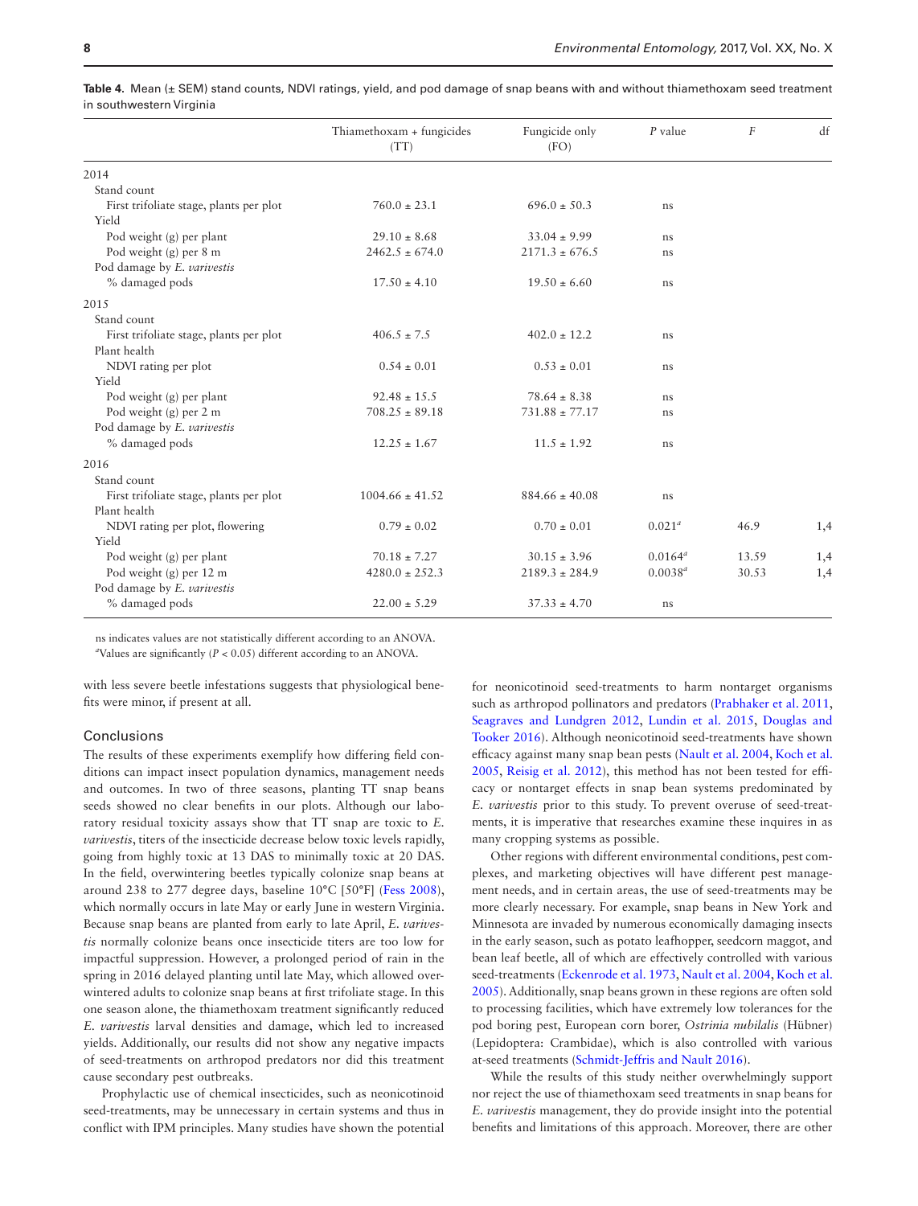**Table 4.** Mean (± SEM) stand counts, NDVI ratings, yield, and pod damage of snap beans with and without thiamethoxam seed treatment in southwestern Virginia

| | Thiamethoxam + fungicides (TT) | Fungicide only (FO) | *P* value | *F* | df |
|---|---|---|---|---|---|
| 2014 | | | | | |
| Stand count | | | | | |
| First trifoliate stage, plants per plot | 760.0 ± 23.1 | 696.0 ± 50.3 | ns | | |
| Yield | | | | | |
| Pod weight (g) per plant | 29.10 ± 8.68 | 33.04 ± 9.99 | ns | | |
| Pod weight (g) per 8 m | 2462.5 ± 674.0 | 2171.3 ± 676.5 | ns | | |
| Pod damage by *E. varivestis* | | | | | |
| % damaged pods | 17.50 ± 4.10 | 19.50 ± 6.60 | ns | | |
| 2015 | | | | | |
| Stand count | | | | | |
| First trifoliate stage, plants per plot | 406.5 ± 7.5 | 402.0 ± 12.2 | ns | | |
| Plant health | | | | | |
| NDVI rating per plot | 0.54 ± 0.01 | 0.53 ± 0.01 | ns | | |
| Yield | | | | | |
| Pod weight (g) per plant | 92.48 ± 15.5 | 78.64 ± 8.38 | ns | | |
| Pod weight (g) per 2 m | 708.25 ± 89.18 | 731.88 ± 77.17 | ns | | |
| Pod damage by *E. varivestis* | | | | | |
| % damaged pods | 12.25 ± 1.67 | 11.5 ± 1.92 | ns | | |
| 2016 | | | | | |
| Stand count | | | | | |
| First trifoliate stage, plants per plot | 1004.66 ± 41.52 | 884.66 ± 40.08 | ns | | |
| Plant health | | | | | |
| NDVI rating per plot, flowering | 0.79 ± 0.02 | 0.70 ± 0.01 | 0.021[a] | 46.9 | 1,4 |
| Yield | | | | | |
| Pod weight (g) per plant | 70.18 ± 7.27 | 30.15 ± 3.96 | 0.0164[a] | 13.59 | 1,4 |
| Pod weight (g) per 12 m | 4280.0 ± 252.3 | 2189.3 ± 284.9 | 0.0038[a] | 30.53 | 1,4 |
| Pod damage by *E. varivestis* | | | | | |
| % damaged pods | 22.00 ± 5.29 | 37.33 ± 4.70 | ns | | |

ns indicates values are not statistically different according to an ANOVA.
[a]Values are significantly ($P < 0.05$) different according to an ANOVA.

with less severe beetle infestations suggests that physiological benefits were minor, if present at all.

## Conclusions

The results of these experiments exemplify how differing field conditions can impact insect population dynamics, management needs and outcomes. In two of three seasons, planting TT snap beans seeds showed no clear benefits in our plots. Although our laboratory residual toxicity assays show that TT snap are toxic to *E. varivestis*, titers of the insecticide decrease below toxic levels rapidly, going from highly toxic at 13 DAS to minimally toxic at 20 DAS. In the field, overwintering beetles typically colonize snap beans at around 238 to 277 degree days, baseline 10°C [50°F] (Fess 2008), which normally occurs in late May or early June in western Virginia. Because snap beans are planted from early to late April, *E. varivestis* normally colonize beans once insecticide titers are too low for impactful suppression. However, a prolonged period of rain in the spring in 2016 delayed planting until late May, which allowed overwintered adults to colonize snap beans at first trifoliate stage. In this one season alone, the thiamethoxam treatment significantly reduced *E. varivestis* larval densities and damage, which led to increased yields. Additionally, our results did not show any negative impacts of seed-treatments on arthropod predators nor did this treatment cause secondary pest outbreaks.

Prophylactic use of chemical insecticides, such as neonicotinoid seed-treatments, may be unnecessary in certain systems and thus in conflict with IPM principles. Many studies have shown the potential for neonicotinoid seed-treatments to harm nontarget organisms such as arthropod pollinators and predators (Prabhaker et al. 2011, Seagraves and Lundgren 2012, Lundin et al. 2015, Douglas and Tooker 2016). Although neonicotinoid seed-treatments have shown efficacy against many snap bean pests (Nault et al. 2004, Koch et al. 2005, Reisig et al. 2012), this method has not been tested for efficacy or nontarget effects in snap bean systems predominated by *E. varivestis* prior to this study. To prevent overuse of seed-treatments, it is imperative that researches examine these inquires in as many cropping systems as possible.

Other regions with different environmental conditions, pest complexes, and marketing objectives will have different pest management needs, and in certain areas, the use of seed-treatments may be more clearly necessary. For example, snap beans in New York and Minnesota are invaded by numerous economically damaging insects in the early season, such as potato leafhopper, seedcorn maggot, and bean leaf beetle, all of which are effectively controlled with various seed-treatments (Eckenrode et al. 1973, Nault et al. 2004, Koch et al. 2005). Additionally, snap beans grown in these regions are often sold to processing facilities, which have extremely low tolerances for the pod boring pest, European corn borer, *Ostrinia nubilalis* (Hübner) (Lepidoptera: Crambidae), which is also controlled with various at-seed treatments (Schmidt-Jeffris and Nault 2016).

While the results of this study neither overwhelmingly support nor reject the use of thiamethoxam seed treatments in snap beans for *E. varivestis* management, they do provide insight into the potential benefits and limitations of this approach. Moreover, there are other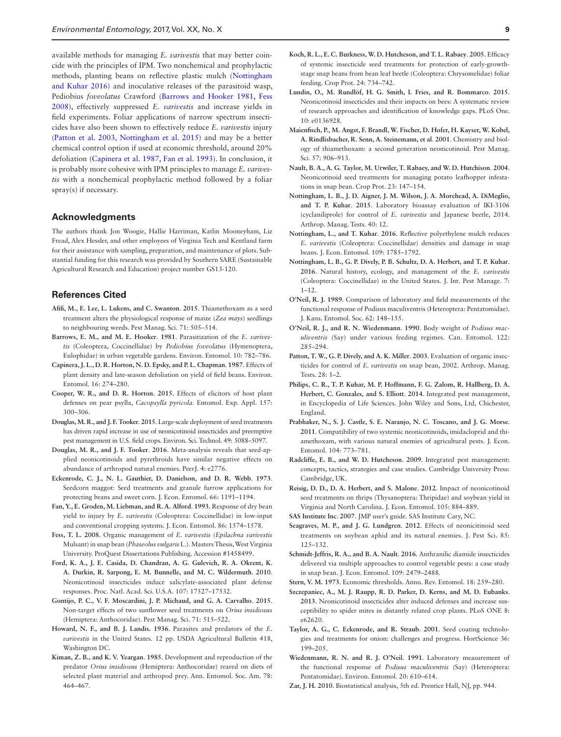available methods for managing *E. varivestis* that may better coincide with the principles of IPM. Two nonchemical and prophylactic methods, planting beans on reflective plastic mulch (Nottingham and Kuhar 2016) and inoculative releases of the parasitoid wasp, Pediobius *foveolatus* Crawford (Barrows and Hooker 1981, Fess 2008), effectively suppressed *E. varivestis* and increase yields in field experiments. Foliar applications of narrow spectrum insecticides have also been shown to effectively reduce *E. varivestis* injury (Patton et al. 2003, Nottingham et al. 2015) and may be a better chemical control option if used at economic threshold, around 20% defoliation (Capinera et al. 1987, Fan et al. 1993). In conclusion, it is probably more cohesive with IPM principles to manage *E. varivestis* with a nonchemical prophylactic method followed by a foliar spray(s) if necessary.

## Acknowledgments

The authors thank Jon Woogie, Hallie Harriman, Katlin Mooneyham, Liz Fread, Alex Hessler, and other employees of Virginia Tech and Kentland farm for their assistance with sampling, preparation, and maintenance of plots. Substantial funding for this research was provided by Southern SARE (Sustainable Agricultural Research and Education) project number GS13-120.

## References Cited

**Afifi, M., E. Lee, L. Lukens, and C. Swanton. 2015**. Thiamethoxam as a seed treatment alters the physiological response of maize (*Zea mays*) seedlings to neighbouring weeds. Pest Manag. Sci. 71: 505–514.

**Barrows, E. M., and M. E. Hooker. 1981**. Parasitization of the *E. varivestis* (Coleoptera, Coccinellidae) by *Pediobius foveolatus* (Hymenoptera, Eulophidae) in urban vegetable gardens. Environ. Entomol. 10: 782–786.

**Capinera, J. L., D. R. Horton, N. D. Epsky, and P. L. Chapman. 1987**. Effects of plant density and late-season defoliation on yield of field beans. Environ. Entomol. 16: 274–280.

**Cooper, W. R., and D. R. Horton. 2015**. Effects of elicitors of host plant defenses on pear psylla, *Cacopsylla pyricola*. Entomol. Exp. Appl. 157: 300–306.

**Douglas, M. R., and J. F. Tooker. 2015**. Large-scale deployment of seed treatments has driven rapid increase in use of neonicotinoid insecticides and preemptive pest management in U.S. field crops. Environ. Sci. Technol. 49: 5088–5097.

**Douglas, M. R., and J. F. Tooker. 2016**. Meta-analysis reveals that seed-applied neonicotinoids and pyrethroids have similar negative effects on abundance of arthropod natural enemies. PeerJ. 4: e2776.

**Eckenrode, C. J., N. L. Gauthier, D. Danielson, and D. R. Webb. 1973**. Seedcorn maggot: Seed treatments and granule furrow applications for protecting beans and sweet corn. J. Econ. Entomol. 66: 1191–1194.

**Fan, Y., E. Groden, M. Liebman, and R. A. Alford. 1993**. Response of dry bean yield to injury by *E. varivestis* (Coleoptera: Coccinellidae) in low-input and conventional cropping systems. J. Econ. Entomol. 86: 1574–1578.

**Fess, T. L. 2008**. Organic management of *E. varivestis* (*Epilachna varivestis* Mulsant) in snap bean (*Phaseolus vulgaris* L.). Masters Thesis, West Virginia University. ProQuest Dissertations Publishing. Accession #1458499.

**Ford, K. A., J. E. Casida, D. Chandran, A. G. Gulevich, R. A. Okrent, K. A. Durkin, R. Sarpong, E. M. Bunnelle, and M. C. Wildermuth. 2010**. Neonicotinoid insecticides induce salicylate-associated plant defense responses. Proc. Natl. Acad. Sci. U.S.A. 107: 17527–17532.

**Gontijo, P. C., V. F. Moscardini, J. P. Michaud, and G. A. Carvalho. 2015**. Non-target effects of two sunflower seed treatments on *Orius insidiosus* (Hemiptera: Anthocoridae). Pest Manag. Sci. 71: 515–522.

**Howard, N. F., and B. J. Landis. 1936**. Parasites and predators of the *E. varivestis* in the United States. 12 pp. USDA Agricultural Bulletin 418, Washington DC.

**Kiman, Z. B., and K. V. Yeargan. 1985**. Development and reproduction of the predator *Orius insidiosus* (Hemiptera: Anthocoridae) reared on diets of selected plant material and arthropod prey. Ann. Entomol. Soc. Am. 78: 464–467.

**Koch, R. L., E. C. Burkness, W. D. Hutcheson, and T. L. Rabaey. 2005**. Efficacy of systemic insecticide seed treatments for protection of early-growth-stage snap beans from bean leaf beetle (Coleoptera: Chrysomelidae) foliar feeding. Crop Prot. 24: 734–742.

**Lundin, O., M. Rundlöf, H. G. Smith, I. Fries, and R. Bommarco. 2015**. Neonicotinoid insecticides and their impacts on bees: A systematic review of research approaches and identification of knowledge gaps. PLoS One. 10: e0136928.

**Maienfisch, P., M. Angst, F. Brandl, W. Fischer, D. Hofer, H. Kayser, W. Kobel, A. Rindlisbacher, R. Senn, A. Steinemann, et al. 2001**. Chemistry and biology of thiamethoxam: a second generation neonicotinoid. Pest Manag. Sci. 57: 906–913.

**Nault, B. A., A. G. Taylor, M. Urwiler, T. Rabaey, and W. D. Hutchison. 2004**. Neonicotinoid seed treatments for managing potato leafhopper infestations in snap bean. Crop Prot. 23: 147–154.

**Nottingham, L. B., J. D. Aigner, J. M. Wilson, J. A. Morehead, A. DiMeglio, and T. P. Kuhar. 2015**. Laboratory bioassay evaluation of IKI-3106 (cyclaniliprole) for control of *E. varivestis* and Japanese beetle, 2014. Arthrop. Manag. Tests. 40: 12.

**Nottingham, L., and T. Kuhar. 2016**. Reflective polyethylene mulch reduces *E. varivestis* (Coleoptera: Coccinellidae) densities and damage in snap beans. J. Econ. Entomol. 109: 1785–1792.

**Nottingham, L. B., G. P. Dively, P. B. Schultz, D. A. Herbert, and T. P. Kuhar. 2016**. Natural history, ecology, and management of the *E. varivestis* (Coleoptera: Coccinellidae) in the United States. J. Int. Pest Manage. 7: 1–12.

**O'Neil, R. J. 1989**. Comparison of laboratory and field measurements of the functional response of Podisus maculiventris (Heteroptera: Pentatomidae). J. Kans. Entomol. Soc. 62: 148–155.

**O'Neil, R. J., and R. N. Wiedenmann. 1990**. Body weight of *Podisus maculiventris* (Say) under various feeding regimes. Can. Entomol. 122: 285–294.

**Patton, T. W., G. P. Dively, and A. K. Miller. 2003**. Evaluation of organic insecticides for control of *E. varivestis* on snap bean, 2002. Arthrop. Manag. Tests. 28: 1–2.

**Philips, C. R., T. P. Kuhar, M. P. Hoffmann, F. G. Zalom, R. Hallberg, D. A. Herbert, C. Gonzales, and S. Elliott. 2014**. Integrated pest management, in Encyclopedia of Life Sciences. John Wiley and Sons, Ltd, Chichester, England.

**Prabhaker, N., S. J. Castle, S. E. Naranjo, N. C. Toscano, and J. G. Morse. 2011**. Compatibility of two systemic neonicotinoids, imidacloprid and thiamethoxam, with various natural enemies of agricultural pests. J. Econ. Entomol. 104: 773–781.

**Radcliffe, E. B., and W. D. Hutcheson. 2009**. Integrated pest management: concepts, tactics, strategies and case studies. Cambridge University Press: Cambridge, UK.

**Reisig, D. D., D. A. Herbert, and S. Malone. 2012**. Impact of neonicotinoid seed treatments on thrips (Thysanoptera: Thripidae) and soybean yield in Virginia and North Carolina. J. Econ. Entomol. 105: 884–889.

**SAS Institute Inc. 2007**. JMP user's guide. SAS Institute Cary, NC.

**Seagraves, M. P., and J. G. Lundgren. 2012**. Effects of neonicitinoid seed treatments on soybean aphid and its natural enemies. J. Pest Sci. 85: 125–132.

**Schmidt-Jeffris, R. A., and B. A. Nault. 2016**. Anthranilic diamide insecticides delivered via multiple approaches to control vegetable pests: a case study in snap bean. J. Econ. Entomol. 109: 2479–2488.

**Stern, V. M. 1973**. Economic thresholds. Annu. Rev. Entomol. 18: 259–280.

**Szczepaniec, A., M. J. Raupp, R. D. Parker, D. Kerns, and M. D. Eubanks. 2013**. Neonicotinoid insecticides alter induced defenses and increase susceptibility to spider mites in distantly related crop plants. PLoS ONE 8: e62620.

**Taylor, A. G., C. Eckenrode, and R. Straub. 2001**. Seed coating technologies and treatments for onion: challenges and progress. HortScience 36: 199–205.

**Wiedenmann, R. N. and R. J. O'Neil. 1991**. Laboratory measurement of the functional response of *Podisus maculiventris* (Say) (Heteroptera: Pentatomidae). Environ. Entomol. 20: 610–614.

**Zar, J. H. 2010**. Biostatistical analysis, 5th ed. Prentice Hall, NJ, pp. 944.